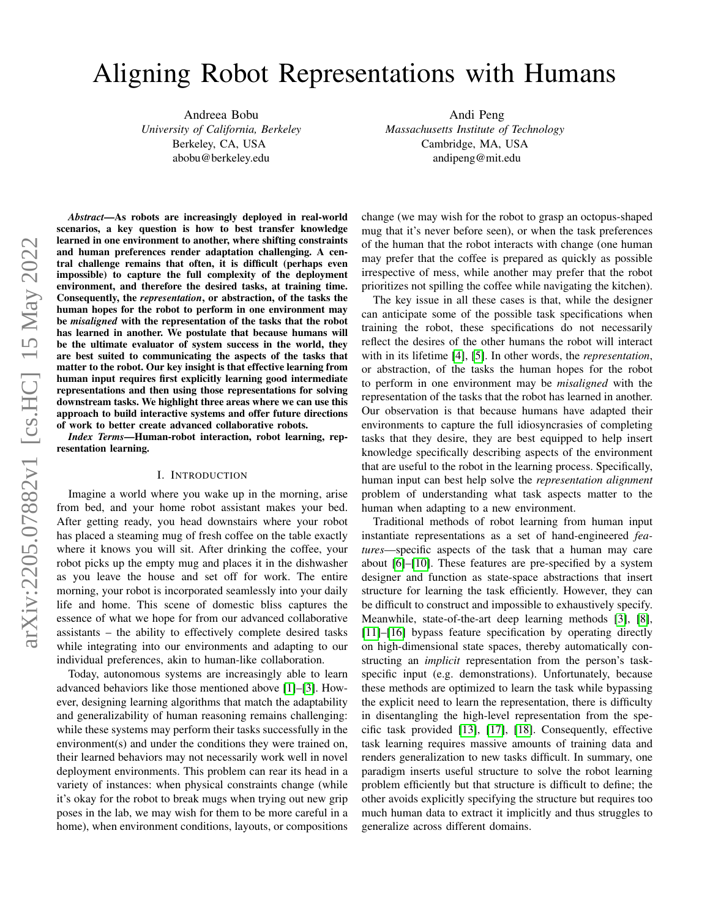# Aligning Robot Representations with Humans

Andreea Bobu
*University of California, Berkeley*
Berkeley, CA, USA
abobu@berkeley.edu

Andi Peng
*Massachusetts Institute of Technology*
Cambridge, MA, USA
andipeng@mit.edu

***Abstract*—As robots are increasingly deployed in real-world scenarios, a key question is how to best transfer knowledge learned in one environment to another, where shifting constraints and human preferences render adaptation challenging. A central challenge remains that often, it is difficult (perhaps even impossible) to capture the full complexity of the deployment environment, and therefore the desired tasks, at training time. Consequently, the *representation*, or abstraction, of the tasks the human hopes for the robot to perform in one environment may be *misaligned* with the representation of the tasks that the robot has learned in another. We postulate that because humans will be the ultimate evaluator of system success in the world, they are best suited to communicating the aspects of the tasks that matter to the robot. Our key insight is that effective learning from human input requires first explicitly learning good intermediate representations and then using those representations for solving downstream tasks. We highlight three areas where we can use this approach to build interactive systems and offer future directions of work to better create advanced collaborative robots.**

***Index Terms*—Human-robot interaction, robot learning, representation learning.**

## I. Introduction

Imagine a world where you wake up in the morning, arise from bed, and your home robot assistant makes your bed. After getting ready, you head downstairs where your robot has placed a steaming mug of fresh coffee on the table exactly where it knows you will sit. After drinking the coffee, your robot picks up the empty mug and places it in the dishwasher as you leave the house and set off for work. The entire morning, your robot is incorporated seamlessly into your daily life and home. This scene of domestic bliss captures the essence of what we hope for from our advanced collaborative assistants – the ability to effectively complete desired tasks while integrating into our environments and adapting to our individual preferences, akin to human-like collaboration.

Today, autonomous systems are increasingly able to learn advanced behaviors like those mentioned above [1]–[3]. However, designing learning algorithms that match the adaptability and generalizability of human reasoning remains challenging: while these systems may perform their tasks successfully in the environment(s) and under the conditions they were trained on, their learned behaviors may not necessarily work well in novel deployment environments. This problem can rear its head in a variety of instances: when physical constraints change (while it's okay for the robot to break mugs when trying out new grip poses in the lab, we may wish for them to be more careful in a home), when environment conditions, layouts, or compositions change (we may wish for the robot to grasp an octopus-shaped mug that it's never before seen), or when the task preferences of the human that the robot interacts with change (one human may prefer that the coffee is prepared as quickly as possible irrespective of mess, while another may prefer that the robot prioritizes not spilling the coffee while navigating the kitchen).

The key issue in all these cases is that, while the designer can anticipate some of the possible task specifications when training the robot, these specifications do not necessarily reflect the desires of the other humans the robot will interact with in its lifetime [4], [5]. In other words, the *representation*, or abstraction, of the tasks the human hopes for the robot to perform in one environment may be *misaligned* with the representation of the tasks that the robot has learned in another. Our observation is that because humans have adapted their environments to capture the full idiosyncrasies of completing tasks that they desire, they are best equipped to help insert knowledge specifically describing aspects of the environment that are useful to the robot in the learning process. Specifically, human input can best help solve the *representation alignment* problem of understanding what task aspects matter to the human when adapting to a new environment.

Traditional methods of robot learning from human input instantiate representations as a set of hand-engineered *features*—specific aspects of the task that a human may care about [6]–[10]. These features are pre-specified by a system designer and function as state-space abstractions that insert structure for learning the task efficiently. However, they can be difficult to construct and impossible to exhaustively specify. Meanwhile, state-of-the-art deep learning methods [3], [8], [11]–[16] bypass feature specification by operating directly on high-dimensional state spaces, thereby automatically constructing an *implicit* representation from the person's task-specific input (e.g. demonstrations). Unfortunately, because these methods are optimized to learn the task while bypassing the explicit need to learn the representation, there is difficulty in disentangling the high-level representation from the specific task provided [13], [17], [18]. Consequently, effective task learning requires massive amounts of training data and renders generalization to new tasks difficult. In summary, one paradigm inserts useful structure to solve the robot learning problem efficiently but that structure is difficult to define; the other avoids explicitly specifying the structure but requires too much human data to extract it implicitly and thus struggles to generalize across different domains.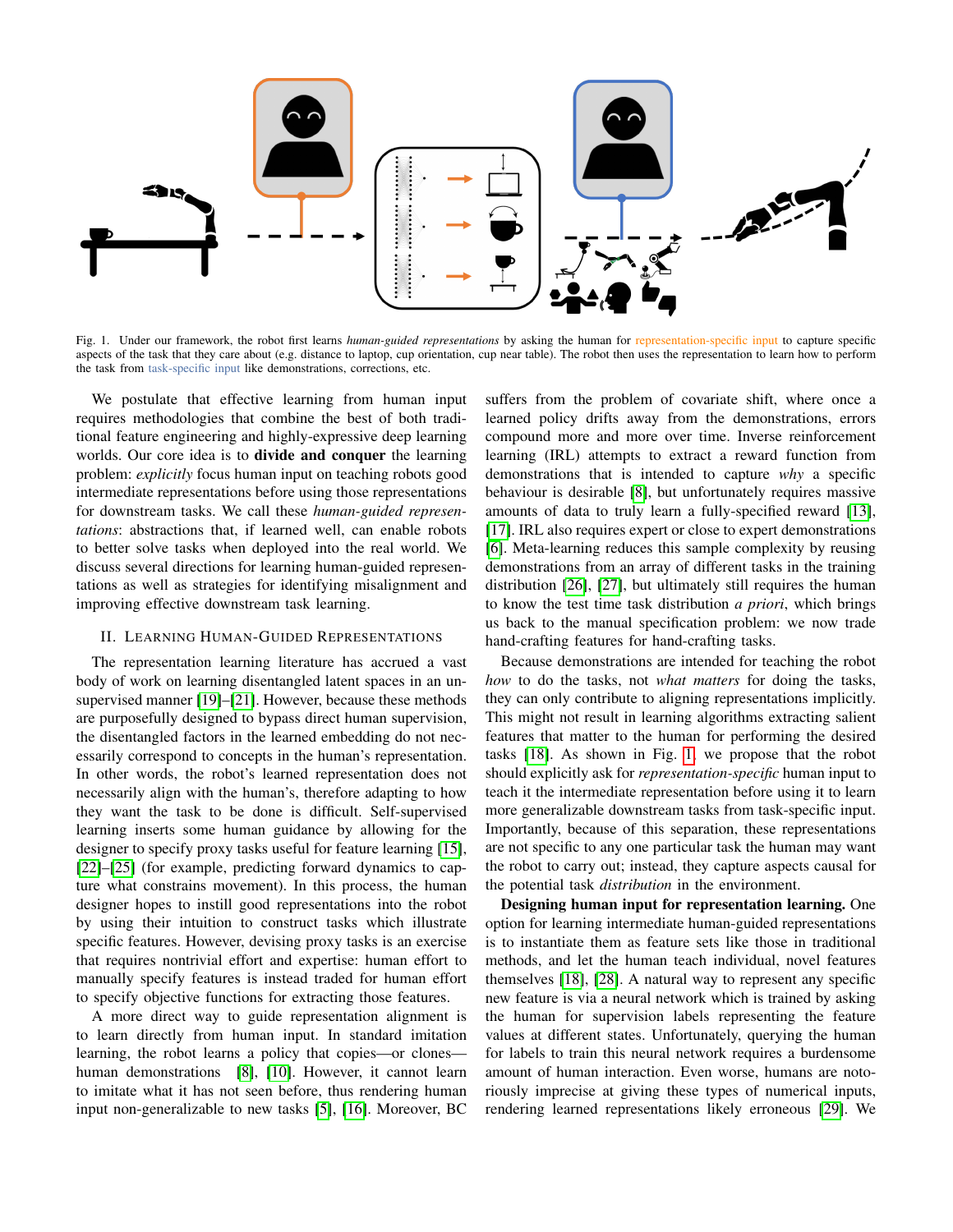Fig. 1. Under our framework, the robot first learns *human-guided representations* by asking the human for representation-specific input to capture specific aspects of the task that they care about (e.g. distance to laptop, cup orientation, cup near table). The robot then uses the representation to learn how to perform the task from task-specific input like demonstrations, corrections, etc.

We postulate that effective learning from human input requires methodologies that combine the best of both traditional feature engineering and highly-expressive deep learning worlds. Our core idea is to **divide and conquer** the learning problem: *explicitly* focus human input on teaching robots good intermediate representations before using those representations for downstream tasks. We call these *human-guided representations*: abstractions that, if learned well, can enable robots to better solve tasks when deployed into the real world. We discuss several directions for learning human-guided representations as well as strategies for identifying misalignment and improving effective downstream task learning.

## II. Learning Human-Guided Representations

The representation learning literature has accrued a vast body of work on learning disentangled latent spaces in an unsupervised manner [19]–[21]. However, because these methods are purposefully designed to bypass direct human supervision, the disentangled factors in the learned embedding do not necessarily correspond to concepts in the human's representation. In other words, the robot's learned representation does not necessarily align with the human's, therefore adapting to how they want the task to be done is difficult. Self-supervised learning inserts some human guidance by allowing for the designer to specify proxy tasks useful for feature learning [15], [22]–[25] (for example, predicting forward dynamics to capture what constrains movement). In this process, the human designer hopes to instill good representations into the robot by using their intuition to construct tasks which illustrate specific features. However, devising proxy tasks is an exercise that requires nontrivial effort and expertise: human effort to manually specify features is instead traded for human effort to specify objective functions for extracting those features.

A more direct way to guide representation alignment is to learn directly from human input. In standard imitation learning, the robot learns a policy that copies—or clones—human demonstrations [8], [10]. However, it cannot learn to imitate what it has not seen before, thus rendering human input non-generalizable to new tasks [5], [16]. Moreover, BC suffers from the problem of covariate shift, where once a learned policy drifts away from the demonstrations, errors compound more and more over time. Inverse reinforcement learning (IRL) attempts to extract a reward function from demonstrations that is intended to capture *why* a specific behaviour is desirable [8], but unfortunately requires massive amounts of data to truly learn a fully-specified reward [13], [17]. IRL also requires expert or close to expert demonstrations [6]. Meta-learning reduces this sample complexity by reusing demonstrations from an array of different tasks in the training distribution [26], [27], but ultimately still requires the human to know the test time task distribution *a priori*, which brings us back to the manual specification problem: we now trade hand-crafting features for hand-crafting tasks.

Because demonstrations are intended for teaching the robot *how* to do the tasks, not *what matters* for doing the tasks, they can only contribute to aligning representations implicitly. This might not result in learning algorithms extracting salient features that matter to the human for performing the desired tasks [18]. As shown in Fig. 1, we propose that the robot should explicitly ask for *representation-specific* human input to teach it the intermediate representation before using it to learn more generalizable downstream tasks from task-specific input. Importantly, because of this separation, these representations are not specific to any one particular task the human may want the robot to carry out; instead, they capture aspects causal for the potential task *distribution* in the environment.

**Designing human input for representation learning.** One option for learning intermediate human-guided representations is to instantiate them as feature sets like those in traditional methods, and let the human teach individual, novel features themselves [18], [28]. A natural way to represent any specific new feature is via a neural network which is trained by asking the human for supervision labels representing the feature values at different states. Unfortunately, querying the human for labels to train this neural network requires a burdensome amount of human interaction. Even worse, humans are notoriously imprecise at giving these types of numerical inputs, rendering learned representations likely erroneous [29]. We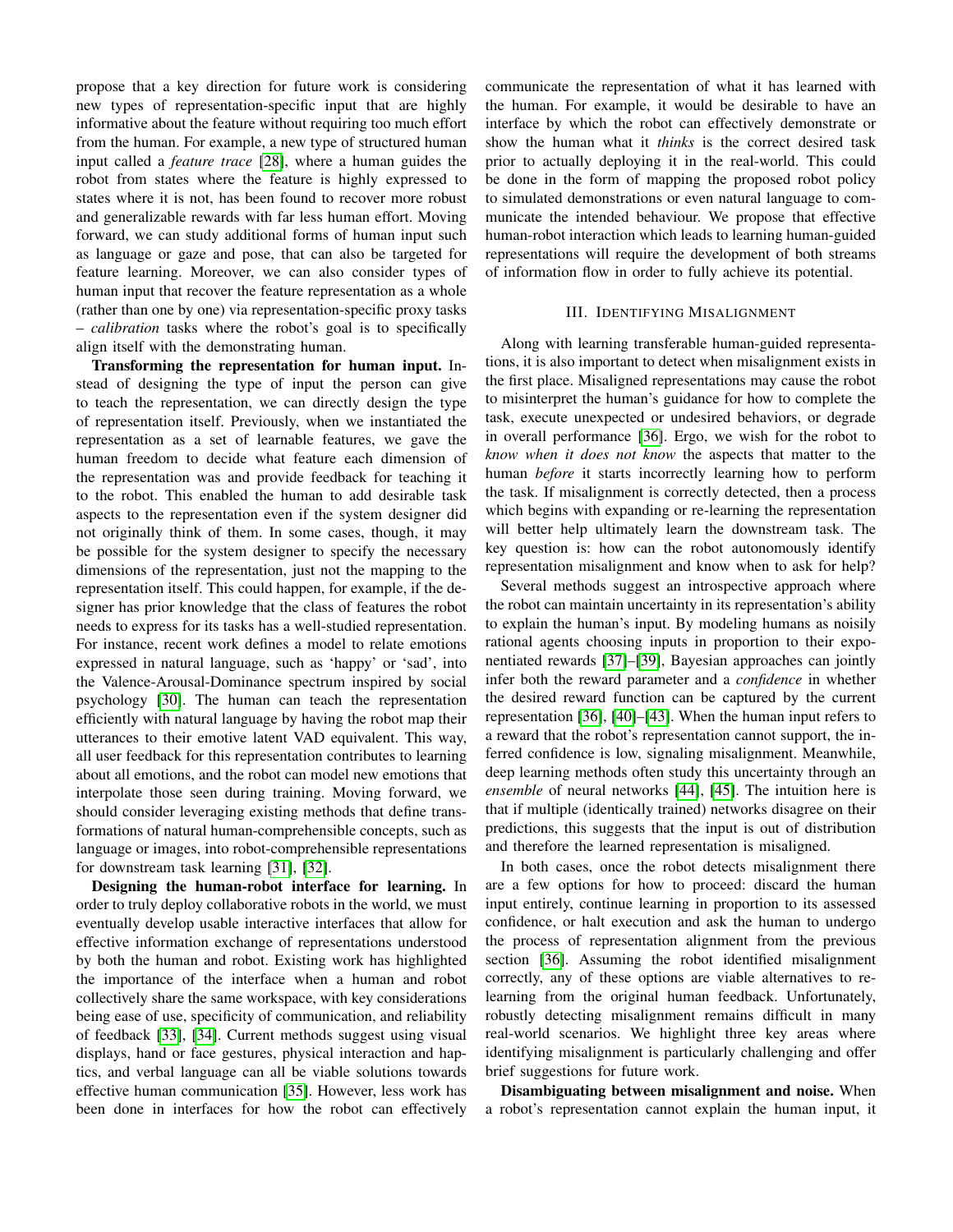propose that a key direction for future work is considering new types of representation-specific input that are highly informative about the feature without requiring too much effort from the human. For example, a new type of structured human input called a *feature trace* [28], where a human guides the robot from states where the feature is highly expressed to states where it is not, has been found to recover more robust and generalizable rewards with far less human effort. Moving forward, we can study additional forms of human input such as language or gaze and pose, that can also be targeted for feature learning. Moreover, we can also consider types of human input that recover the feature representation as a whole (rather than one by one) via representation-specific proxy tasks – *calibration* tasks where the robot's goal is to specifically align itself with the demonstrating human.

**Transforming the representation for human input.** Instead of designing the type of input the person can give to teach the representation, we can directly design the type of representation itself. Previously, when we instantiated the representation as a set of learnable features, we gave the human freedom to decide what feature each dimension of the representation was and provide feedback for teaching it to the robot. This enabled the human to add desirable task aspects to the representation even if the system designer did not originally think of them. In some cases, though, it may be possible for the system designer to specify the necessary dimensions of the representation, just not the mapping to the representation itself. This could happen, for example, if the designer has prior knowledge that the class of features the robot needs to express for its tasks has a well-studied representation. For instance, recent work defines a model to relate emotions expressed in natural language, such as 'happy' or 'sad', into the Valence-Arousal-Dominance spectrum inspired by social psychology [30]. The human can teach the representation efficiently with natural language by having the robot map their utterances to their emotive latent VAD equivalent. This way, all user feedback for this representation contributes to learning about all emotions, and the robot can model new emotions that interpolate those seen during training. Moving forward, we should consider leveraging existing methods that define transformations of natural human-comprehensible concepts, such as language or images, into robot-comprehensible representations for downstream task learning [31], [32].

**Designing the human-robot interface for learning.** In order to truly deploy collaborative robots in the world, we must eventually develop usable interactive interfaces that allow for effective information exchange of representations understood by both the human and robot. Existing work has highlighted the importance of the interface when a human and robot collectively share the same workspace, with key considerations being ease of use, specificity of communication, and reliability of feedback [33], [34]. Current methods suggest using visual displays, hand or face gestures, physical interaction and haptics, and verbal language can all be viable solutions towards effective human communication [35]. However, less work has been done in interfaces for how the robot can effectively communicate the representation of what it has learned with the human. For example, it would be desirable to have an interface by which the robot can effectively demonstrate or show the human what it *thinks* is the correct desired task prior to actually deploying it in the real-world. This could be done in the form of mapping the proposed robot policy to simulated demonstrations or even natural language to communicate the intended behaviour. We propose that effective human-robot interaction which leads to learning human-guided representations will require the development of both streams of information flow in order to fully achieve its potential.

## III. Identifying Misalignment

Along with learning transferable human-guided representations, it is also important to detect when misalignment exists in the first place. Misaligned representations may cause the robot to misinterpret the human's guidance for how to complete the task, execute unexpected or undesired behaviors, or degrade in overall performance [36]. Ergo, we wish for the robot to *know when it does not know* the aspects that matter to the human *before* it starts incorrectly learning how to perform the task. If misalignment is correctly detected, then a process which begins with expanding or re-learning the representation will better help ultimately learn the downstream task. The key question is: how can the robot autonomously identify representation misalignment and know when to ask for help?

Several methods suggest an introspective approach where the robot can maintain uncertainty in its representation's ability to explain the human's input. By modeling humans as noisily rational agents choosing inputs in proportion to their exponentiated rewards [37]–[39], Bayesian approaches can jointly infer both the reward parameter and a *confidence* in whether the desired reward function can be captured by the current representation [36], [40]–[43]. When the human input refers to a reward that the robot's representation cannot support, the inferred confidence is low, signaling misalignment. Meanwhile, deep learning methods often study this uncertainty through an *ensemble* of neural networks [44], [45]. The intuition here is that if multiple (identically trained) networks disagree on their predictions, this suggests that the input is out of distribution and therefore the learned representation is misaligned.

In both cases, once the robot detects misalignment there are a few options for how to proceed: discard the human input entirely, continue learning in proportion to its assessed confidence, or halt execution and ask the human to undergo the process of representation alignment from the previous section [36]. Assuming the robot identified misalignment correctly, any of these options are viable alternatives to re-learning from the original human feedback. Unfortunately, robustly detecting misalignment remains difficult in many real-world scenarios. We highlight three key areas where identifying misalignment is particularly challenging and offer brief suggestions for future work.

**Disambiguating between misalignment and noise.** When a robot's representation cannot explain the human input, it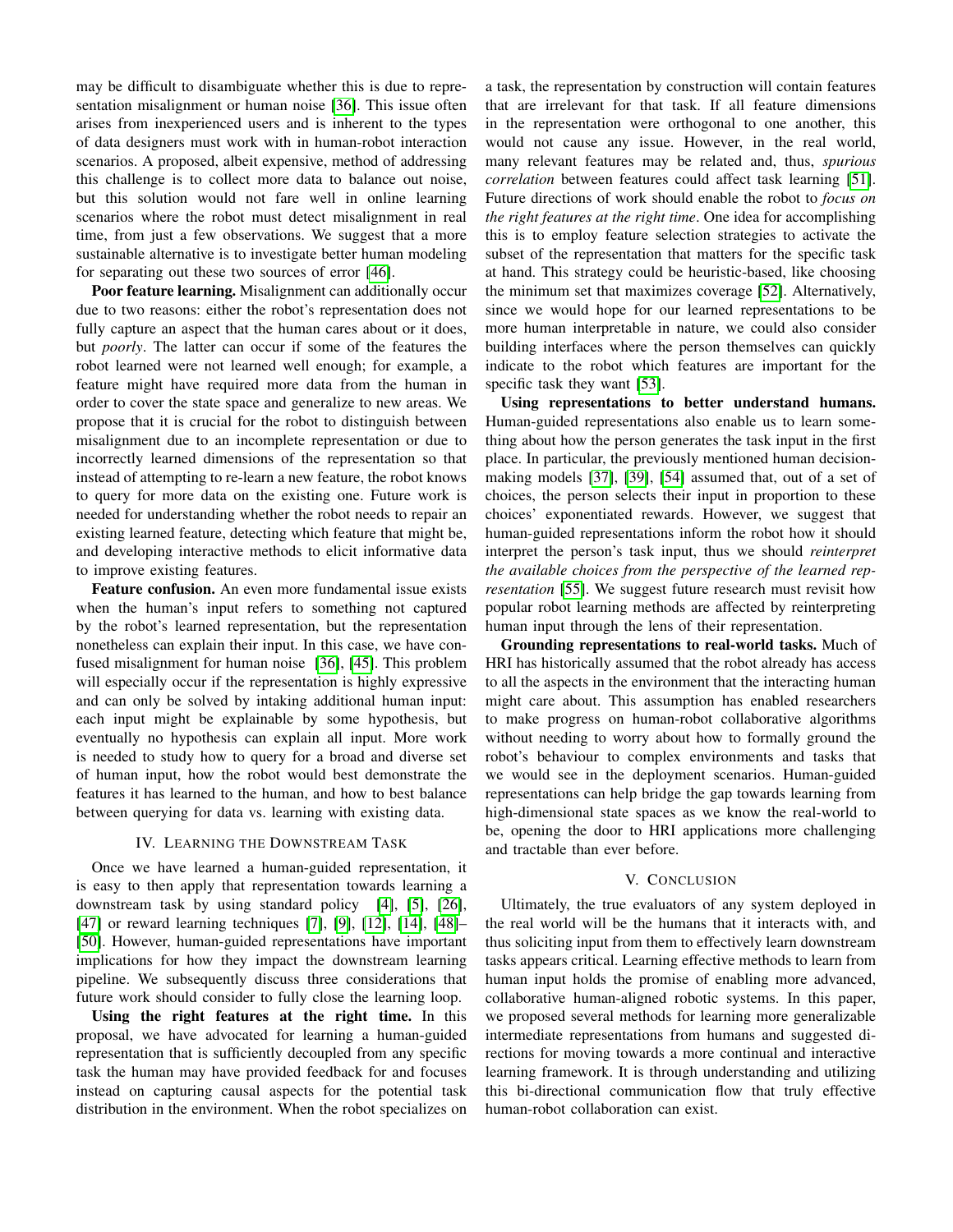may be difficult to disambiguate whether this is due to representation misalignment or human noise [36]. This issue often arises from inexperienced users and is inherent to the types of data designers must work with in human-robot interaction scenarios. A proposed, albeit expensive, method of addressing this challenge is to collect more data to balance out noise, but this solution would not fare well in online learning scenarios where the robot must detect misalignment in real time, from just a few observations. We suggest that a more sustainable alternative is to investigate better human modeling for separating out these two sources of error [46].

**Poor feature learning.** Misalignment can additionally occur due to two reasons: either the robot's representation does not fully capture an aspect that the human cares about or it does, but *poorly*. The latter can occur if some of the features the robot learned were not learned well enough; for example, a feature might have required more data from the human in order to cover the state space and generalize to new areas. We propose that it is crucial for the robot to distinguish between misalignment due to an incomplete representation or due to incorrectly learned dimensions of the representation so that instead of attempting to re-learn a new feature, the robot knows to query for more data on the existing one. Future work is needed for understanding whether the robot needs to repair an existing learned feature, detecting which feature that might be, and developing interactive methods to elicit informative data to improve existing features.

**Feature confusion.** An even more fundamental issue exists when the human's input refers to something not captured by the robot's learned representation, but the representation nonetheless can explain their input. In this case, we have confused misalignment for human noise [36], [45]. This problem will especially occur if the representation is highly expressive and can only be solved by intaking additional human input: each input might be explainable by some hypothesis, but eventually no hypothesis can explain all input. More work is needed to study how to query for a broad and diverse set of human input, how the robot would best demonstrate the features it has learned to the human, and how to best balance between querying for data vs. learning with existing data.

## IV. Learning the Downstream Task

Once we have learned a human-guided representation, it is easy to then apply that representation towards learning a downstream task by using standard policy [4], [5], [26], [47] or reward learning techniques [7], [9], [12], [14], [48]–[50]. However, human-guided representations have important implications for how they impact the downstream learning pipeline. We subsequently discuss three considerations that future work should consider to fully close the learning loop.

**Using the right features at the right time.** In this proposal, we have advocated for learning a human-guided representation that is sufficiently decoupled from any specific task the human may have provided feedback for and focuses instead on capturing causal aspects for the potential task distribution in the environment. When the robot specializes on a task, the representation by construction will contain features that are irrelevant for that task. If all feature dimensions in the representation were orthogonal to one another, this would not cause any issue. However, in the real world, many relevant features may be related and, thus, *spurious correlation* between features could affect task learning [51]. Future directions of work should enable the robot to *focus on the right features at the right time*. One idea for accomplishing this is to employ feature selection strategies to activate the subset of the representation that matters for the specific task at hand. This strategy could be heuristic-based, like choosing the minimum set that maximizes coverage [52]. Alternatively, since we would hope for our learned representations to be more human interpretable in nature, we could also consider building interfaces where the person themselves can quickly indicate to the robot which features are important for the specific task they want [53].

**Using representations to better understand humans.** Human-guided representations also enable us to learn something about how the person generates the task input in the first place. In particular, the previously mentioned human decision-making models [37], [39], [54] assumed that, out of a set of choices, the person selects their input in proportion to these choices' exponentiated rewards. However, we suggest that human-guided representations inform the robot how it should interpret the person's task input, thus we should *reinterpret the available choices from the perspective of the learned representation* [55]. We suggest future research must revisit how popular robot learning methods are affected by reinterpreting human input through the lens of their representation.

**Grounding representations to real-world tasks.** Much of HRI has historically assumed that the robot already has access to all the aspects in the environment that the interacting human might care about. This assumption has enabled researchers to make progress on human-robot collaborative algorithms without needing to worry about how to formally ground the robot's behaviour to complex environments and tasks that we would see in the deployment scenarios. Human-guided representations can help bridge the gap towards learning from high-dimensional state spaces as we know the real-world to be, opening the door to HRI applications more challenging and tractable than ever before.

## V. Conclusion

Ultimately, the true evaluators of any system deployed in the real world will be the humans that it interacts with, and thus soliciting input from them to effectively learn downstream tasks appears critical. Learning effective methods to learn from human input holds the promise of enabling more advanced, collaborative human-aligned robotic systems. In this paper, we proposed several methods for learning more generalizable intermediate representations from humans and suggested directions for moving towards a more continual and interactive learning framework. It is through understanding and utilizing this bi-directional communication flow that truly effective human-robot collaboration can exist.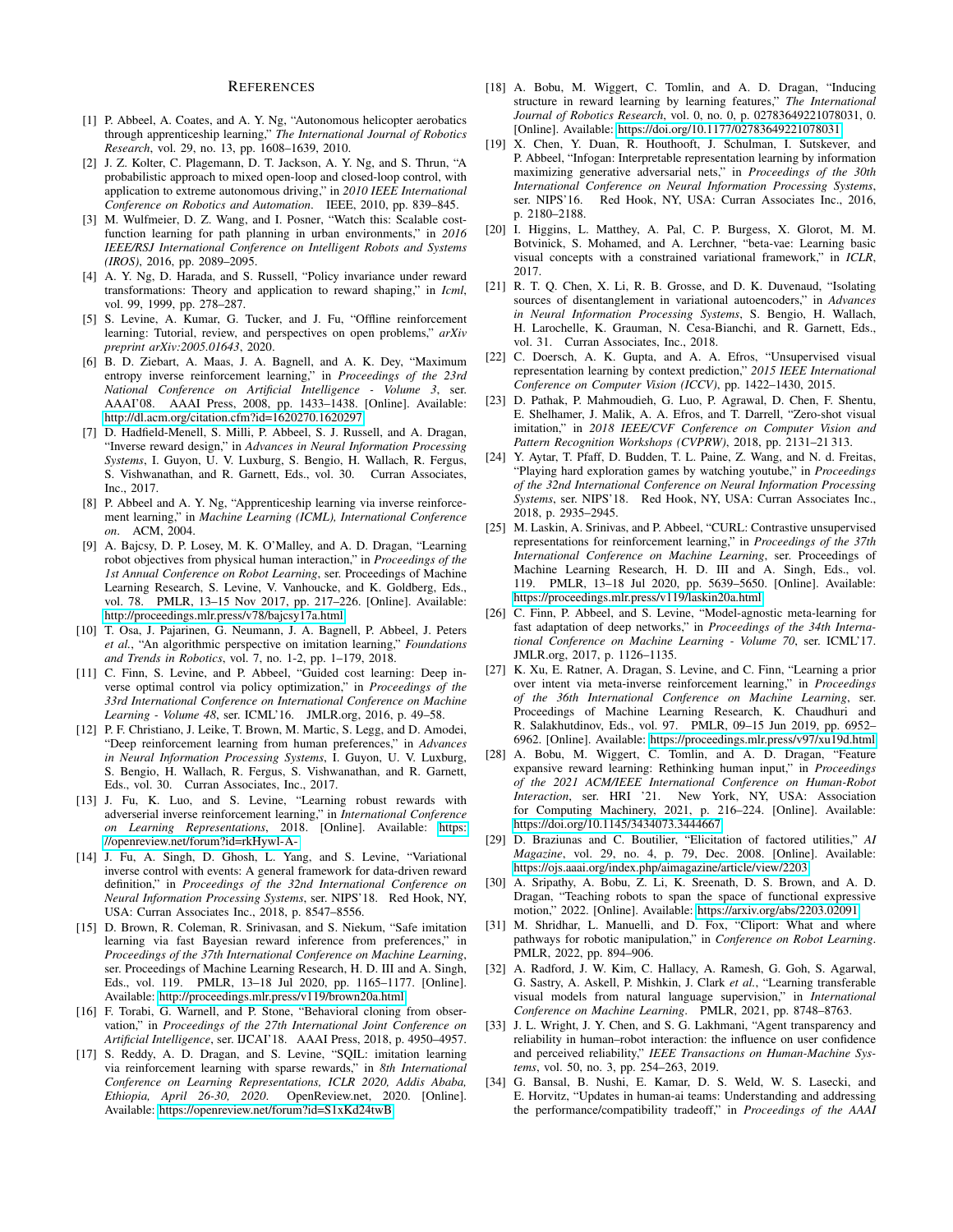# REFERENCES

[1] P. Abbeel, A. Coates, and A. Y. Ng, "Autonomous helicopter aerobatics through apprenticeship learning," *The International Journal of Robotics Research*, vol. 29, no. 13, pp. 1608–1639, 2010.

[2] J. Z. Kolter, C. Plagemann, D. T. Jackson, A. Y. Ng, and S. Thrun, "A probabilistic approach to mixed open-loop and closed-loop control, with application to extreme autonomous driving," in *2010 IEEE International Conference on Robotics and Automation*. IEEE, 2010, pp. 839–845.

[3] M. Wulfmeier, D. Z. Wang, and I. Posner, "Watch this: Scalable cost-function learning for path planning in urban environments," in *2016 IEEE/RSJ International Conference on Intelligent Robots and Systems (IROS)*, 2016, pp. 2089–2095.

[4] A. Y. Ng, D. Harada, and S. Russell, "Policy invariance under reward transformations: Theory and application to reward shaping," in *Icml*, vol. 99, 1999, pp. 278–287.

[5] S. Levine, A. Kumar, G. Tucker, and J. Fu, "Offline reinforcement learning: Tutorial, review, and perspectives on open problems," *arXiv preprint arXiv:2005.01643*, 2020.

[6] B. D. Ziebart, A. Maas, J. A. Bagnell, and A. K. Dey, "Maximum entropy inverse reinforcement learning," in *Proceedings of the 23rd National Conference on Artificial Intelligence - Volume 3*, ser. AAAI'08. AAAI Press, 2008, pp. 1433–1438. [Online]. Available: http://dl.acm.org/citation.cfm?id=1620270.1620297

[7] D. Hadfield-Menell, S. Milli, P. Abbeel, S. J. Russell, and A. Dragan, "Inverse reward design," in *Advances in Neural Information Processing Systems*, I. Guyon, U. V. Luxburg, S. Bengio, H. Wallach, R. Fergus, S. Vishwanathan, and R. Garnett, Eds., vol. 30. Curran Associates, Inc., 2017.

[8] P. Abbeel and A. Y. Ng, "Apprenticeship learning via inverse reinforcement learning," in *Machine Learning (ICML), International Conference on*. ACM, 2004.

[9] A. Bajcsy, D. P. Losey, M. K. O'Malley, and A. D. Dragan, "Learning robot objectives from physical human interaction," in *Proceedings of the 1st Annual Conference on Robot Learning*, ser. Proceedings of Machine Learning Research, S. Levine, V. Vanhoucke, and K. Goldberg, Eds., vol. 78. PMLR, 13–15 Nov 2017, pp. 217–226. [Online]. Available: http://proceedings.mlr.press/v78/bajcsy17a.html

[10] T. Osa, J. Pajarinen, G. Neumann, J. A. Bagnell, P. Abbeel, J. Peters *et al.*, "An algorithmic perspective on imitation learning," *Foundations and Trends in Robotics*, vol. 7, no. 1-2, pp. 1–179, 2018.

[11] C. Finn, S. Levine, and P. Abbeel, "Guided cost learning: Deep inverse optimal control via policy optimization," in *Proceedings of the 33rd International Conference on International Conference on Machine Learning - Volume 48*, ser. ICML'16. JMLR.org, 2016, p. 49–58.

[12] P. F. Christiano, J. Leike, T. Brown, M. Martic, S. Legg, and D. Amodei, "Deep reinforcement learning from human preferences," in *Advances in Neural Information Processing Systems*, I. Guyon, U. V. Luxburg, S. Bengio, H. Wallach, R. Fergus, S. Vishwanathan, and R. Garnett, Eds., vol. 30. Curran Associates, Inc., 2017.

[13] J. Fu, K. Luo, and S. Levine, "Learning robust rewards with adverserial inverse reinforcement learning," in *International Conference on Learning Representations*, 2018. [Online]. Available: https://openreview.net/forum?id=rkHywl-A-

[14] J. Fu, A. Singh, D. Ghosh, L. Yang, and S. Levine, "Variational inverse control with events: A general framework for data-driven reward definition," in *Proceedings of the 32nd International Conference on Neural Information Processing Systems*, ser. NIPS'18. Red Hook, NY, USA: Curran Associates Inc., 2018, p. 8547–8556.

[15] D. Brown, R. Coleman, R. Srinivasan, and S. Niekum, "Safe imitation learning via fast Bayesian reward inference from preferences," in *Proceedings of the 37th International Conference on Machine Learning*, ser. Proceedings of Machine Learning Research, H. D. III and A. Singh, Eds., vol. 119. PMLR, 13–18 Jul 2020, pp. 1165–1177. [Online]. Available: http://proceedings.mlr.press/v119/brown20a.html

[16] F. Torabi, G. Warnell, and P. Stone, "Behavioral cloning from observation," in *Proceedings of the 27th International Joint Conference on Artificial Intelligence*, ser. IJCAI'18. AAAI Press, 2018, p. 4950–4957.

[17] S. Reddy, A. D. Dragan, and S. Levine, "SQIL: imitation learning via reinforcement learning with sparse rewards," in *8th International Conference on Learning Representations, ICLR 2020, Addis Ababa, Ethiopia, April 26-30, 2020*. OpenReview.net, 2020. [Online]. Available: https://openreview.net/forum?id=S1xKd24twB

[18] A. Bobu, M. Wiggert, C. Tomlin, and A. D. Dragan, "Inducing structure in reward learning by learning features," *The International Journal of Robotics Research*, vol. 0, no. 0, p. 02783649221078031, 0. [Online]. Available: https://doi.org/10.1177/02783649221078031

[19] X. Chen, Y. Duan, R. Houthooft, J. Schulman, I. Sutskever, and P. Abbeel, "Infogan: Interpretable representation learning by information maximizing generative adversarial nets," in *Proceedings of the 30th International Conference on Neural Information Processing Systems*, ser. NIPS'16. Red Hook, NY, USA: Curran Associates Inc., 2016, p. 2180–2188.

[20] I. Higgins, L. Matthey, A. Pal, C. P. Burgess, X. Glorot, M. M. Botvinick, S. Mohamed, and A. Lerchner, "beta-vae: Learning basic visual concepts with a constrained variational framework," in *ICLR*, 2017.

[21] R. T. Q. Chen, X. Li, R. B. Grosse, and D. K. Duvenaud, "Isolating sources of disentanglement in variational autoencoders," in *Advances in Neural Information Processing Systems*, S. Bengio, H. Wallach, H. Larochelle, K. Grauman, N. Cesa-Bianchi, and R. Garnett, Eds., vol. 31. Curran Associates, Inc., 2018.

[22] C. Doersch, A. K. Gupta, and A. A. Efros, "Unsupervised visual representation learning by context prediction," *2015 IEEE International Conference on Computer Vision (ICCV)*, pp. 1422–1430, 2015.

[23] D. Pathak, P. Mahmoudieh, G. Luo, P. Agrawal, D. Chen, F. Shentu, E. Shelhamer, J. Malik, A. A. Efros, and T. Darrell, "Zero-shot visual imitation," in *2018 IEEE/CVF Conference on Computer Vision and Pattern Recognition Workshops (CVPRW)*, 2018, pp. 2131–21 313.

[24] Y. Aytar, T. Pfaff, D. Budden, T. L. Paine, Z. Wang, and N. d. Freitas, "Playing hard exploration games by watching youtube," in *Proceedings of the 32nd International Conference on Neural Information Processing Systems*, ser. NIPS'18. Red Hook, NY, USA: Curran Associates Inc., 2018, p. 2935–2945.

[25] M. Laskin, A. Srinivas, and P. Abbeel, "CURL: Contrastive unsupervised representations for reinforcement learning," in *Proceedings of the 37th International Conference on Machine Learning*, ser. Proceedings of Machine Learning Research, H. D. III and A. Singh, Eds., vol. 119. PMLR, 13–18 Jul 2020, pp. 5639–5650. [Online]. Available: https://proceedings.mlr.press/v119/laskin20a.html

[26] C. Finn, P. Abbeel, and S. Levine, "Model-agnostic meta-learning for fast adaptation of deep networks," in *Proceedings of the 34th International Conference on Machine Learning - Volume 70*, ser. ICML'17. JMLR.org, 2017, p. 1126–1135.

[27] K. Xu, E. Ratner, A. Dragan, S. Levine, and C. Finn, "Learning a prior over intent via meta-inverse reinforcement learning," in *Proceedings of the 36th International Conference on Machine Learning*, ser. Proceedings of Machine Learning Research, K. Chaudhuri and R. Salakhutdinov, Eds., vol. 97. PMLR, 09–15 Jun 2019, pp. 6952–6962. [Online]. Available: https://proceedings.mlr.press/v97/xu19d.html

[28] A. Bobu, M. Wiggert, C. Tomlin, and A. D. Dragan, "Feature expansive reward learning: Rethinking human input," in *Proceedings of the 2021 ACM/IEEE International Conference on Human-Robot Interaction*, ser. HRI '21. New York, NY, USA: Association for Computing Machinery, 2021, p. 216–224. [Online]. Available: https://doi.org/10.1145/3434073.3444667

[29] D. Braziunas and C. Boutilier, "Elicitation of factored utilities," *AI Magazine*, vol. 29, no. 4, p. 79, Dec. 2008. [Online]. Available: https://ojs.aaai.org/index.php/aimagazine/article/view/2203

[30] A. Sripathy, A. Bobu, Z. Li, K. Sreenath, D. S. Brown, and A. D. Dragan, "Teaching robots to span the space of functional expressive motion," 2022. [Online]. Available: https://arxiv.org/abs/2203.02091

[31] M. Shridhar, L. Manuelli, and D. Fox, "Cliport: What and where pathways for robotic manipulation," in *Conference on Robot Learning*. PMLR, 2022, pp. 894–906.

[32] A. Radford, J. W. Kim, C. Hallacy, A. Ramesh, G. Goh, S. Agarwal, G. Sastry, A. Askell, P. Mishkin, J. Clark *et al.*, "Learning transferable visual models from natural language supervision," in *International Conference on Machine Learning*. PMLR, 2021, pp. 8748–8763.

[33] J. L. Wright, J. Y. Chen, and S. G. Lakhmani, "Agent transparency and reliability in human–robot interaction: the influence on user confidence and perceived reliability," *IEEE Transactions on Human-Machine Systems*, vol. 50, no. 3, pp. 254–263, 2019.

[34] G. Bansal, B. Nushi, E. Kamar, D. S. Weld, W. S. Lasecki, and E. Horvitz, "Updates in human-ai teams: Understanding and addressing the performance/compatibility tradeoff," in *Proceedings of the AAAI*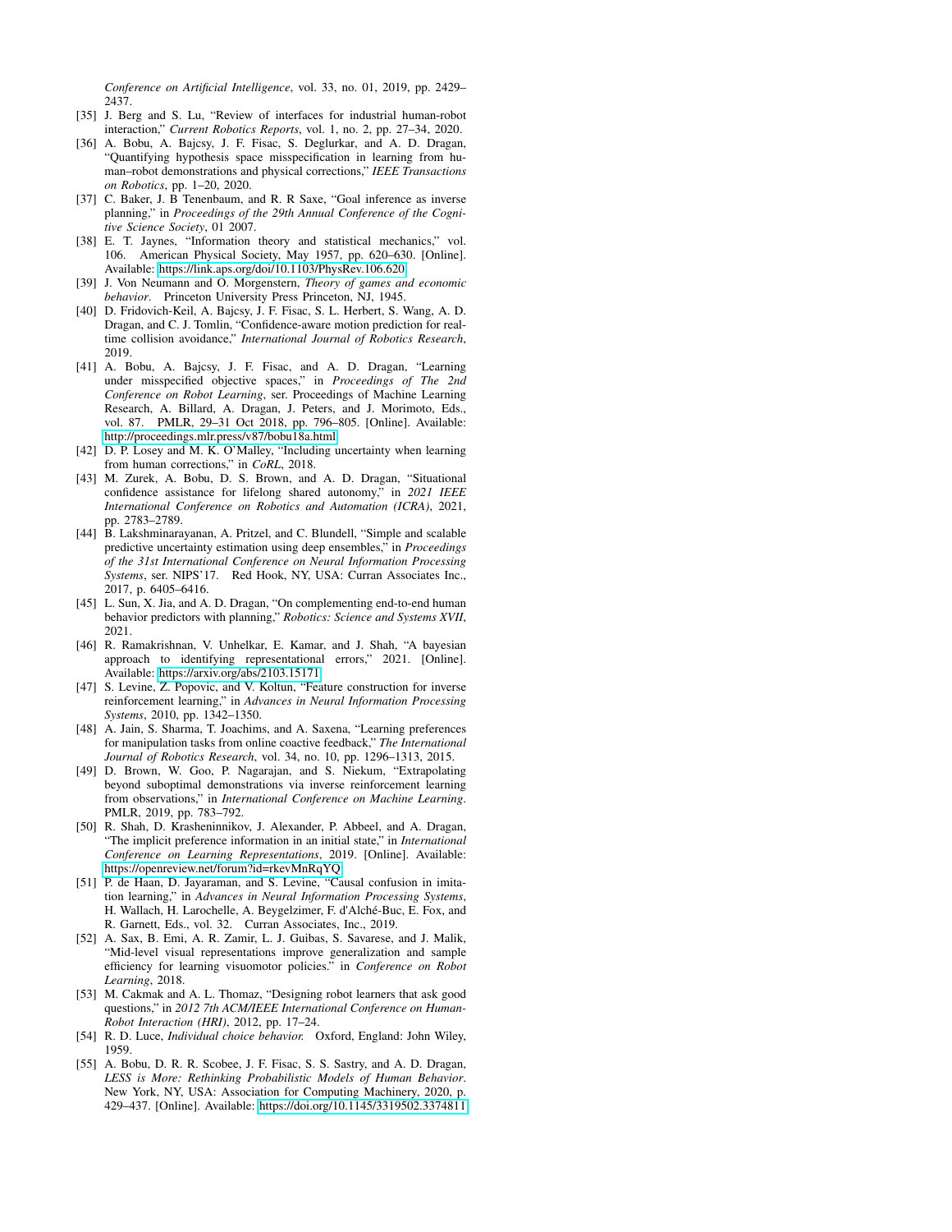*Conference on Artificial Intelligence*, vol. 33, no. 01, 2019, pp. 2429–2437.

[35] J. Berg and S. Lu, "Review of interfaces for industrial human-robot interaction," *Current Robotics Reports*, vol. 1, no. 2, pp. 27–34, 2020.

[36] A. Bobu, A. Bajcsy, J. F. Fisac, S. Deglurkar, and A. D. Dragan, "Quantifying hypothesis space misspecification in learning from human–robot demonstrations and physical corrections," *IEEE Transactions on Robotics*, pp. 1–20, 2020.

[37] C. Baker, J. B Tenenbaum, and R. R Saxe, "Goal inference as inverse planning," in *Proceedings of the 29th Annual Conference of the Cognitive Science Society*, 01 2007.

[38] E. T. Jaynes, "Information theory and statistical mechanics," vol. 106. American Physical Society, May 1957, pp. 620–630. [Online]. Available: https://link.aps.org/doi/10.1103/PhysRev.106.620

[39] J. Von Neumann and O. Morgenstern, *Theory of games and economic behavior*. Princeton University Press Princeton, NJ, 1945.

[40] D. Fridovich-Keil, A. Bajcsy, J. F. Fisac, S. L. Herbert, S. Wang, A. D. Dragan, and C. J. Tomlin, "Confidence-aware motion prediction for real-time collision avoidance," *International Journal of Robotics Research*, 2019.

[41] A. Bobu, A. Bajcsy, J. F. Fisac, and A. D. Dragan, "Learning under misspecified objective spaces," in *Proceedings of The 2nd Conference on Robot Learning*, ser. Proceedings of Machine Learning Research, A. Billard, A. Dragan, J. Peters, and J. Morimoto, Eds., vol. 87. PMLR, 29–31 Oct 2018, pp. 796–805. [Online]. Available: http://proceedings.mlr.press/v87/bobu18a.html

[42] D. P. Losey and M. K. O'Malley, "Including uncertainty when learning from human corrections," in *CoRL*, 2018.

[43] M. Zurek, A. Bobu, D. S. Brown, and A. D. Dragan, "Situational confidence assistance for lifelong shared autonomy," in *2021 IEEE International Conference on Robotics and Automation (ICRA)*, 2021, pp. 2783–2789.

[44] B. Lakshminarayanan, A. Pritzel, and C. Blundell, "Simple and scalable predictive uncertainty estimation using deep ensembles," in *Proceedings of the 31st International Conference on Neural Information Processing Systems*, ser. NIPS'17. Red Hook, NY, USA: Curran Associates Inc., 2017, p. 6405–6416.

[45] L. Sun, X. Jia, and A. D. Dragan, "On complementing end-to-end human behavior predictors with planning," *Robotics: Science and Systems XVII*, 2021.

[46] R. Ramakrishnan, V. Unhelkar, E. Kamar, and J. Shah, "A bayesian approach to identifying representational errors," 2021. [Online]. Available: https://arxiv.org/abs/2103.15171

[47] S. Levine, Z. Popovic, and V. Koltun, "Feature construction for inverse reinforcement learning," in *Advances in Neural Information Processing Systems*, 2010, pp. 1342–1350.

[48] A. Jain, S. Sharma, T. Joachims, and A. Saxena, "Learning preferences for manipulation tasks from online coactive feedback," *The International Journal of Robotics Research*, vol. 34, no. 10, pp. 1296–1313, 2015.

[49] D. Brown, W. Goo, P. Nagarajan, and S. Niekum, "Extrapolating beyond suboptimal demonstrations via inverse reinforcement learning from observations," in *International Conference on Machine Learning*. PMLR, 2019, pp. 783–792.

[50] R. Shah, D. Krasheninnikov, J. Alexander, P. Abbeel, and A. Dragan, "The implicit preference information in an initial state," in *International Conference on Learning Representations*, 2019. [Online]. Available: https://openreview.net/forum?id=rkevMnRqYQ

[51] P. de Haan, D. Jayaraman, and S. Levine, "Causal confusion in imitation learning," in *Advances in Neural Information Processing Systems*, H. Wallach, H. Larochelle, A. Beygelzimer, F. d'Alché-Buc, E. Fox, and R. Garnett, Eds., vol. 32. Curran Associates, Inc., 2019.

[52] A. Sax, B. Emi, A. R. Zamir, L. J. Guibas, S. Savarese, and J. Malik, "Mid-level visual representations improve generalization and sample efficiency for learning visuomotor policies." in *Conference on Robot Learning*, 2018.

[53] M. Cakmak and A. L. Thomaz, "Designing robot learners that ask good questions," in *2012 7th ACM/IEEE International Conference on Human-Robot Interaction (HRI)*, 2012, pp. 17–24.

[54] R. D. Luce, *Individual choice behavior.* Oxford, England: John Wiley, 1959.

[55] A. Bobu, D. R. R. Scobee, J. F. Fisac, S. S. Sastry, and A. D. Dragan, *LESS is More: Rethinking Probabilistic Models of Human Behavior*. New York, NY, USA: Association for Computing Machinery, 2020, p. 429–437. [Online]. Available: https://doi.org/10.1145/3319502.3374811